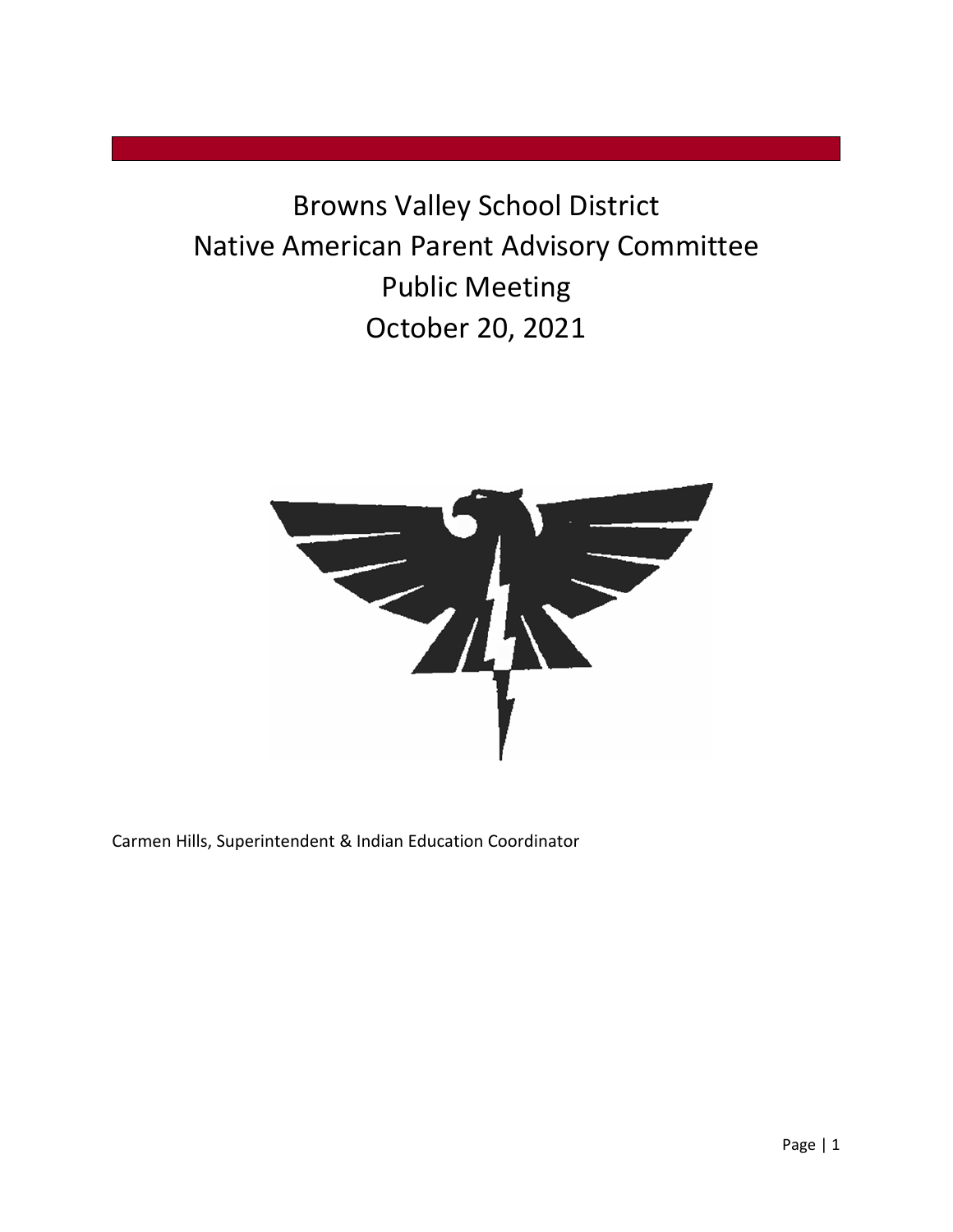# Browns Valley School District
# Native American Parent Advisory Committee
# Public Meeting
# October 20, 2021

Carmen Hills, Superintendent & Indian Education Coordinator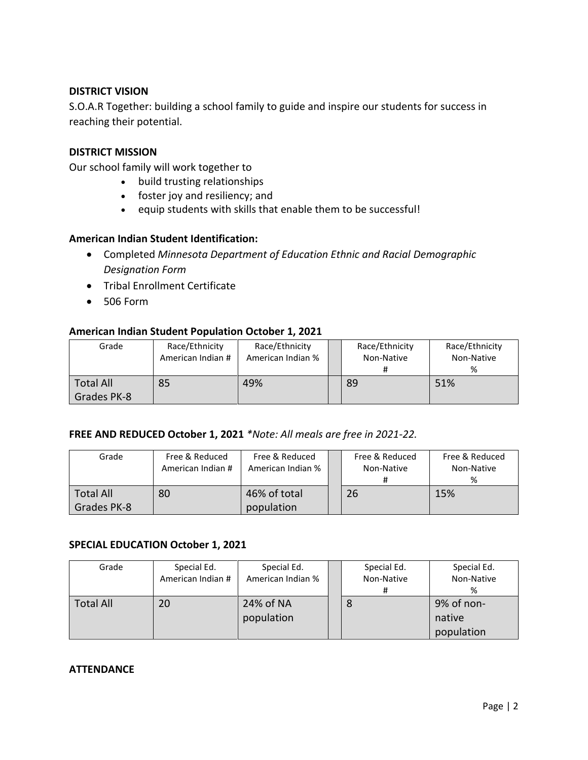**DISTRICT VISION**

S.O.A.R Together: building a school family to guide and inspire our students for success in reaching their potential.

**DISTRICT MISSION**

Our school family will work together to

- build trusting relationships
- foster joy and resiliency; and
- equip students with skills that enable them to be successful!

**American Indian Student Identification:**

- Completed *Minnesota Department of Education Ethnic and Racial Demographic Designation Form*
- Tribal Enrollment Certificate
- 506 Form

**American Indian Student Population October 1, 2021**

| Grade | Race/Ethnicity American Indian # | Race/Ethnicity American Indian % | | Race/Ethnicity Non-Native # | Race/Ethnicity Non-Native % |
|---|---|---|---|---|---|
| Total All Grades PK-8 | 85 | 49% | | 89 | 51% |

**FREE AND REDUCED October 1, 2021** *\*Note: All meals are free in 2021-22.*

| Grade | Free & Reduced American Indian # | Free & Reduced American Indian % | | Free & Reduced Non-Native # | Free & Reduced Non-Native % |
|---|---|---|---|---|---|
| Total All Grades PK-8 | 80 | 46% of total population | | 26 | 15% |

**SPECIAL EDUCATION October 1, 2021**

| Grade | Special Ed. American Indian # | Special Ed. American Indian % | | Special Ed. Non-Native # | Special Ed. Non-Native % |
|---|---|---|---|---|---|
| Total All | 20 | 24% of NA population | | 8 | 9% of non-native population |

**ATTENDANCE**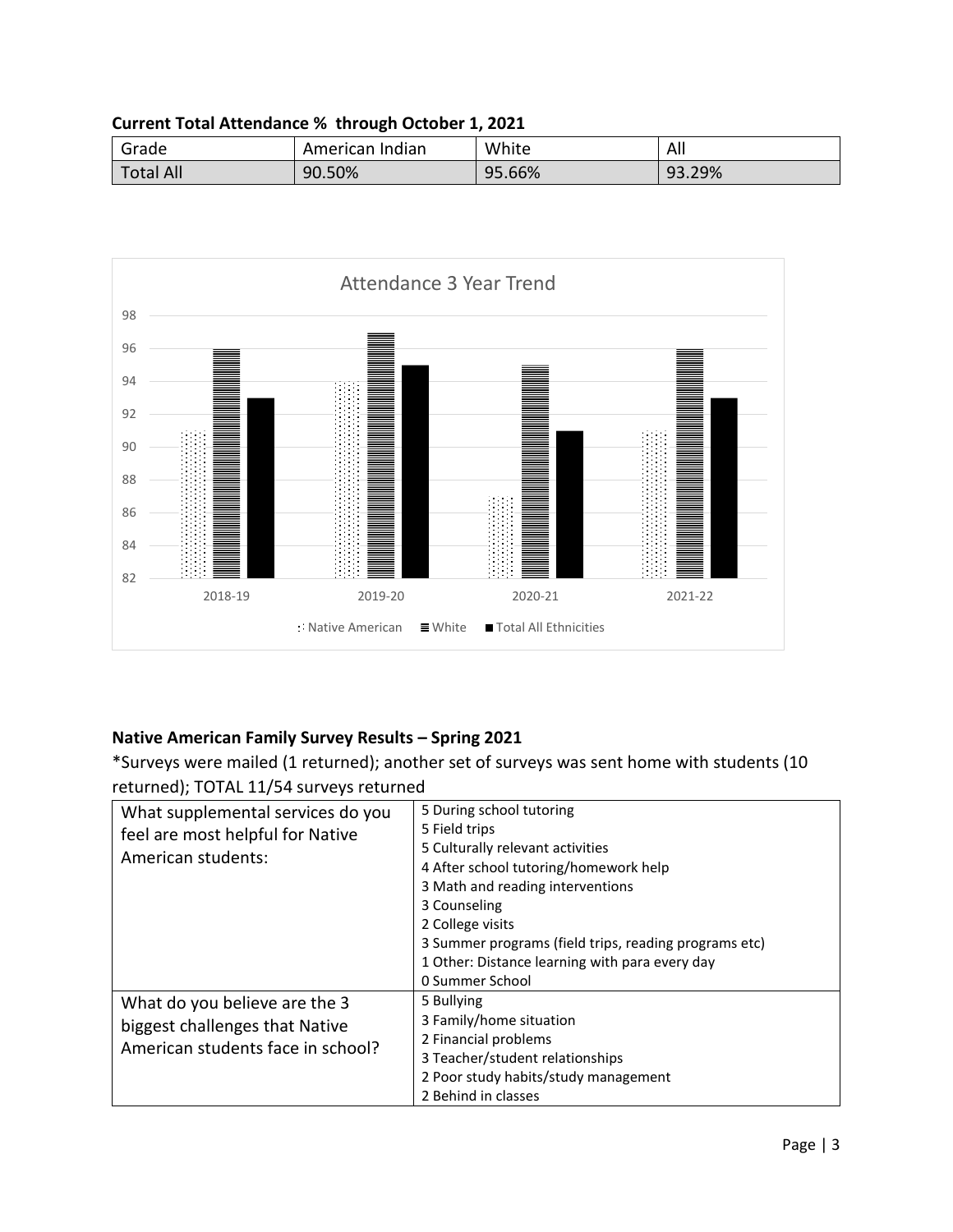**Current Total Attendance % through October 1, 2021**

| Grade | American Indian | White | All |
|---|---|---|---|
| Total All | 90.50% | 95.66% | 93.29% |

Attendance 3 Year Trend

Native American | White | Total All Ethnicities

**Native American Family Survey Results – Spring 2021**

*Surveys were mailed (1 returned); another set of surveys was sent home with students (10 returned); TOTAL 11/54 surveys returned

| | |
|---|---|
| What supplemental services do you feel are most helpful for Native American students: | 5 During school tutoring<br>5 Field trips<br>5 Culturally relevant activities<br>4 After school tutoring/homework help<br>3 Math and reading interventions<br>3 Counseling<br>2 College visits<br>3 Summer programs (field trips, reading programs etc)<br>1 Other: Distance learning with para every day<br>0 Summer School |
| What do you believe are the 3 biggest challenges that Native American students face in school? | 5 Bullying<br>3 Family/home situation<br>2 Financial problems<br>3 Teacher/student relationships<br>2 Poor study habits/study management<br>2 Behind in classes |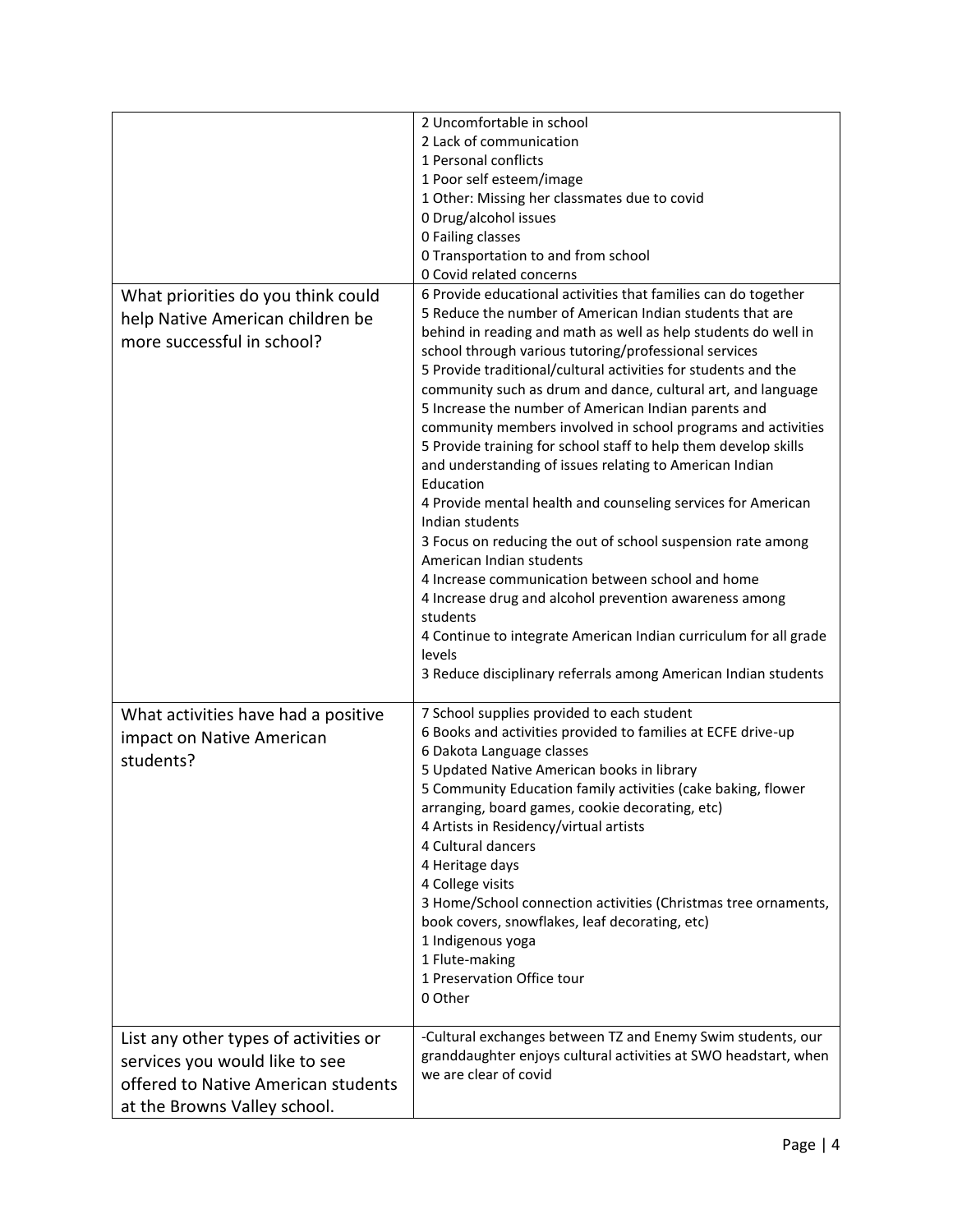| | |
|---|---|
| | 2 Uncomfortable in school<br>2 Lack of communication<br>1 Personal conflicts<br>1 Poor self esteem/image<br>1 Other: Missing her classmates due to covid<br>0 Drug/alcohol issues<br>0 Failing classes<br>0 Transportation to and from school<br>0 Covid related concerns |
| What priorities do you think could help Native American children be more successful in school? | 6 Provide educational activities that families can do together<br>5 Reduce the number of American Indian students that are behind in reading and math as well as help students do well in school through various tutoring/professional services<br>5 Provide traditional/cultural activities for students and the community such as drum and dance, cultural art, and language<br>5 Increase the number of American Indian parents and community members involved in school programs and activities<br>5 Provide training for school staff to help them develop skills and understanding of issues relating to American Indian Education<br>4 Provide mental health and counseling services for American Indian students<br>3 Focus on reducing the out of school suspension rate among American Indian students<br>4 Increase communication between school and home<br>4 Increase drug and alcohol prevention awareness among students<br>4 Continue to integrate American Indian curriculum for all grade levels<br>3 Reduce disciplinary referrals among American Indian students |
| What activities have had a positive impact on Native American students? | 7 School supplies provided to each student<br>6 Books and activities provided to families at ECFE drive-up<br>6 Dakota Language classes<br>5 Updated Native American books in library<br>5 Community Education family activities (cake baking, flower arranging, board games, cookie decorating, etc)<br>4 Artists in Residency/virtual artists<br>4 Cultural dancers<br>4 Heritage days<br>4 College visits<br>3 Home/School connection activities (Christmas tree ornaments, book covers, snowflakes, leaf decorating, etc)<br>1 Indigenous yoga<br>1 Flute-making<br>1 Preservation Office tour<br>0 Other |
| List any other types of activities or services you would like to see offered to Native American students at the Browns Valley school. | -Cultural exchanges between TZ and Enemy Swim students, our granddaughter enjoys cultural activities at SWO headstart, when we are clear of covid |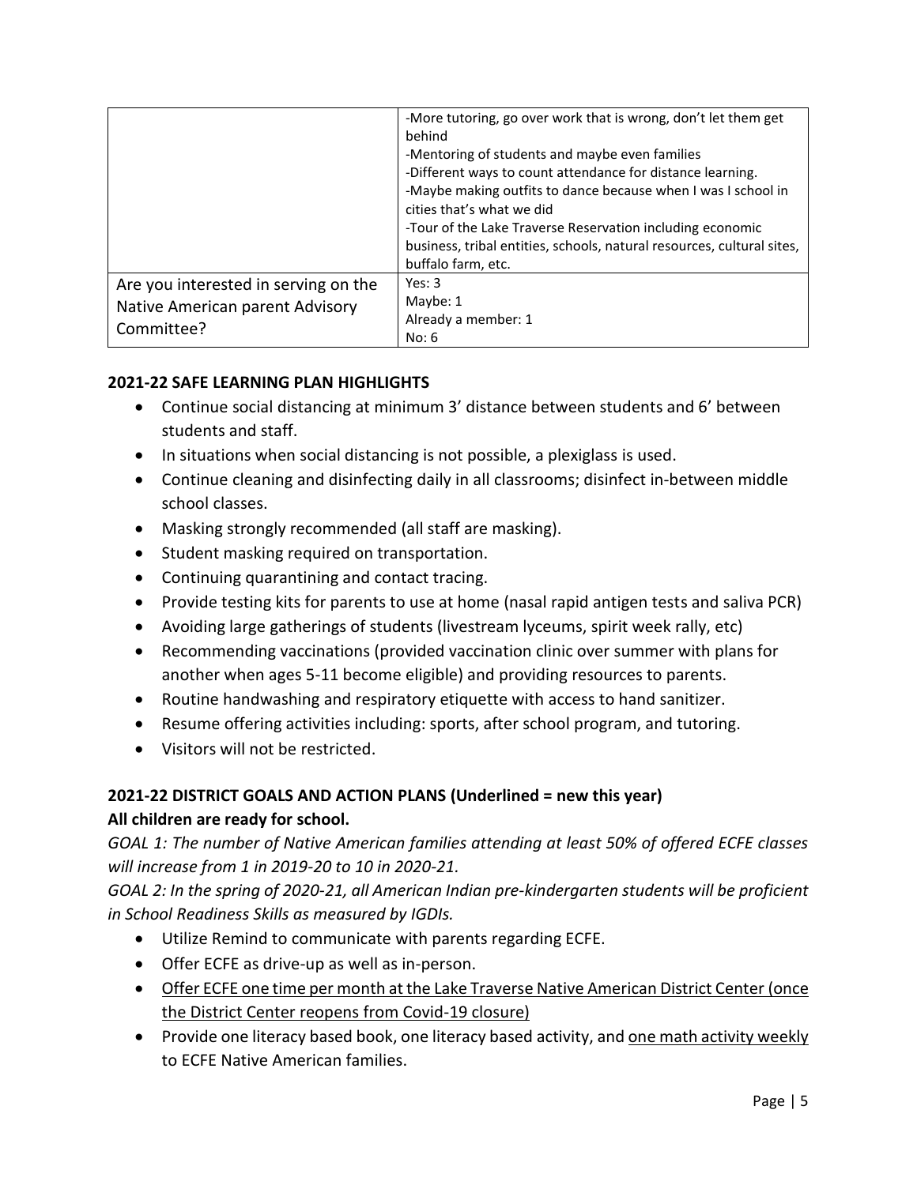| | |
|---|---|
| | -More tutoring, go over work that is wrong, don't let them get behind<br>-Mentoring of students and maybe even families<br>-Different ways to count attendance for distance learning.<br>-Maybe making outfits to dance because when I was I school in cities that's what we did<br>-Tour of the Lake Traverse Reservation including economic business, tribal entities, schools, natural resources, cultural sites, buffalo farm, etc. |
| Are you interested in serving on the Native American parent Advisory Committee? | Yes: 3<br>Maybe: 1<br>Already a member: 1<br>No: 6 |

**2021-22 SAFE LEARNING PLAN HIGHLIGHTS**

- Continue social distancing at minimum 3' distance between students and 6' between students and staff.
- In situations when social distancing is not possible, a plexiglass is used.
- Continue cleaning and disinfecting daily in all classrooms; disinfect in-between middle school classes.
- Masking strongly recommended (all staff are masking).
- Student masking required on transportation.
- Continuing quarantining and contact tracing.
- Provide testing kits for parents to use at home (nasal rapid antigen tests and saliva PCR)
- Avoiding large gatherings of students (livestream lyceums, spirit week rally, etc)
- Recommending vaccinations (provided vaccination clinic over summer with plans for another when ages 5-11 become eligible) and providing resources to parents.
- Routine handwashing and respiratory etiquette with access to hand sanitizer.
- Resume offering activities including: sports, after school program, and tutoring.
- Visitors will not be restricted.

**2021-22 DISTRICT GOALS AND ACTION PLANS (Underlined = new this year)**

**All children are ready for school.**

*GOAL 1: The number of Native American families attending at least 50% of offered ECFE classes will increase from 1 in 2019-20 to 10 in 2020-21.*

*GOAL 2: In the spring of 2020-21, all American Indian pre-kindergarten students will be proficient in School Readiness Skills as measured by IGDIs.*

- Utilize Remind to communicate with parents regarding ECFE.
- Offer ECFE as drive-up as well as in-person.
- <u>Offer ECFE one time per month at the Lake Traverse Native American District Center (once the District Center reopens from Covid-19 closure)</u>
- Provide one literacy based book, one literacy based activity, and <u>one math activity weekly</u> to ECFE Native American families.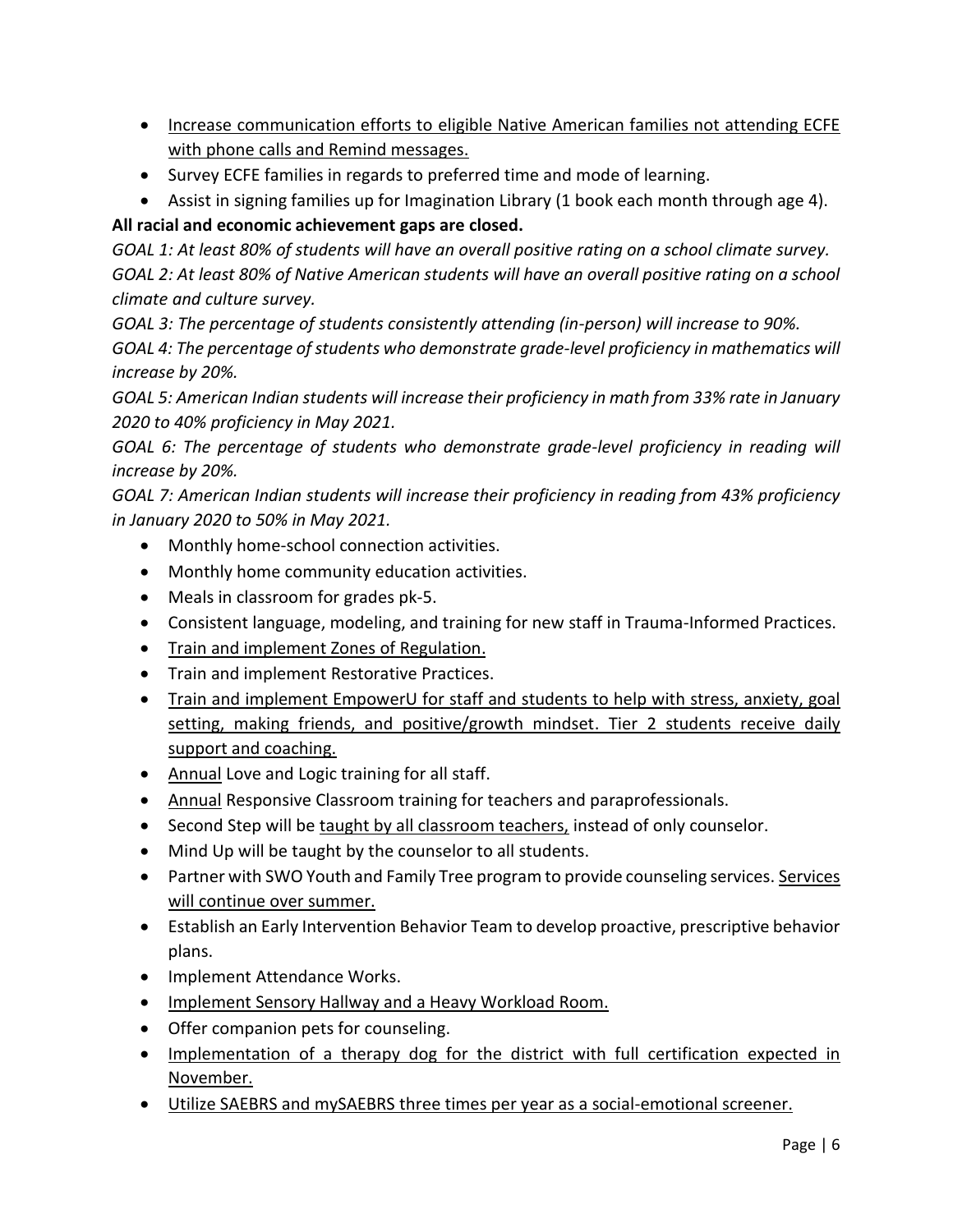- <u>Increase communication efforts to eligible Native American families not attending ECFE with phone calls and Remind messages.</u>
- Survey ECFE families in regards to preferred time and mode of learning.
- Assist in signing families up for Imagination Library (1 book each month through age 4).

**All racial and economic achievement gaps are closed.**

*GOAL 1: At least 80% of students will have an overall positive rating on a school climate survey.*

*GOAL 2: At least 80% of Native American students will have an overall positive rating on a school climate and culture survey.*

*GOAL 3: The percentage of students consistently attending (in-person) will increase to 90%.*

*GOAL 4: The percentage of students who demonstrate grade-level proficiency in mathematics will increase by 20%.*

*GOAL 5: American Indian students will increase their proficiency in math from 33% rate in January 2020 to 40% proficiency in May 2021.*

*GOAL 6: The percentage of students who demonstrate grade-level proficiency in reading will increase by 20%.*

*GOAL 7: American Indian students will increase their proficiency in reading from 43% proficiency in January 2020 to 50% in May 2021.*

- Monthly home-school connection activities.
- Monthly home community education activities.
- Meals in classroom for grades pk-5.
- Consistent language, modeling, and training for new staff in Trauma-Informed Practices.
- <u>Train and implement Zones of Regulation.</u>
- Train and implement Restorative Practices.
- <u>Train and implement EmpowerU for staff and students to help with stress, anxiety, goal setting, making friends, and positive/growth mindset. Tier 2 students receive daily support and coaching.</u>
- <u>Annual</u> Love and Logic training for all staff.
- <u>Annual</u> Responsive Classroom training for teachers and paraprofessionals.
- Second Step will be <u>taught by all classroom teachers,</u> instead of only counselor.
- Mind Up will be taught by the counselor to all students.
- Partner with SWO Youth and Family Tree program to provide counseling services. <u>Services will continue over summer.</u>
- Establish an Early Intervention Behavior Team to develop proactive, prescriptive behavior plans.
- Implement Attendance Works.
- <u>Implement Sensory Hallway and a Heavy Workload Room.</u>
- Offer companion pets for counseling.
- <u>Implementation of a therapy dog for the district with full certification expected in November.</u>
- <u>Utilize SAEBRS and mySAEBRS three times per year as a social-emotional screener.</u>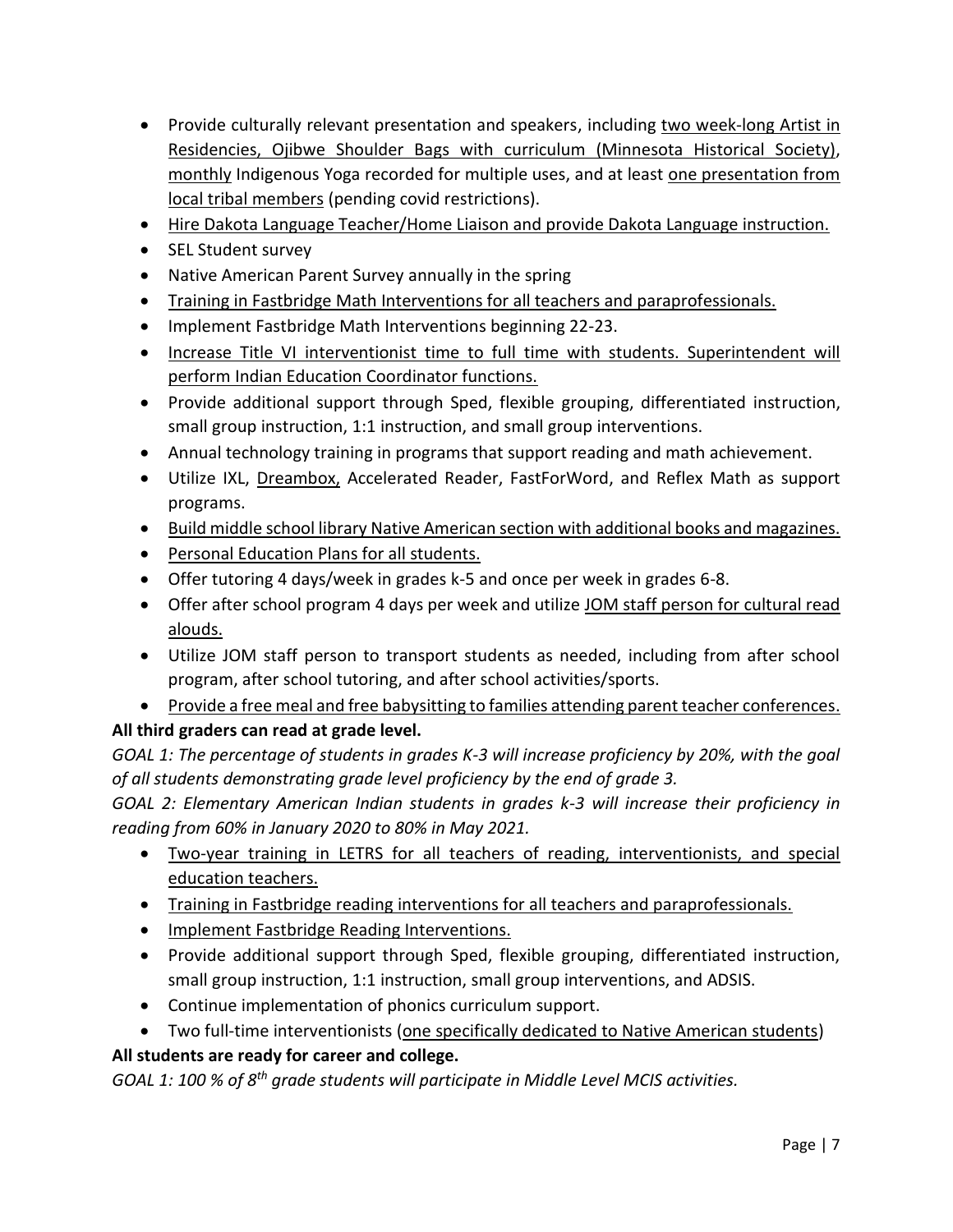- Provide culturally relevant presentation and speakers, including two week-long Artist in Residencies, Ojibwe Shoulder Bags with curriculum (Minnesota Historical Society), monthly Indigenous Yoga recorded for multiple uses, and at least one presentation from local tribal members (pending covid restrictions).
- Hire Dakota Language Teacher/Home Liaison and provide Dakota Language instruction.
- SEL Student survey
- Native American Parent Survey annually in the spring
- Training in Fastbridge Math Interventions for all teachers and paraprofessionals.
- Implement Fastbridge Math Interventions beginning 22-23.
- Increase Title VI interventionist time to full time with students. Superintendent will perform Indian Education Coordinator functions.
- Provide additional support through Sped, flexible grouping, differentiated instruction, small group instruction, 1:1 instruction, and small group interventions.
- Annual technology training in programs that support reading and math achievement.
- Utilize IXL, Dreambox, Accelerated Reader, FastForWord, and Reflex Math as support programs.
- Build middle school library Native American section with additional books and magazines.
- Personal Education Plans for all students.
- Offer tutoring 4 days/week in grades k-5 and once per week in grades 6-8.
- Offer after school program 4 days per week and utilize JOM staff person for cultural read alouds.
- Utilize JOM staff person to transport students as needed, including from after school program, after school tutoring, and after school activities/sports.
- Provide a free meal and free babysitting to families attending parent teacher conferences.

**All third graders can read at grade level.**

*GOAL 1: The percentage of students in grades K-3 will increase proficiency by 20%, with the goal of all students demonstrating grade level proficiency by the end of grade 3.*

*GOAL 2: Elementary American Indian students in grades k-3 will increase their proficiency in reading from 60% in January 2020 to 80% in May 2021.*

- Two-year training in LETRS for all teachers of reading, interventionists, and special education teachers.
- Training in Fastbridge reading interventions for all teachers and paraprofessionals.
- Implement Fastbridge Reading Interventions.
- Provide additional support through Sped, flexible grouping, differentiated instruction, small group instruction, 1:1 instruction, small group interventions, and ADSIS.
- Continue implementation of phonics curriculum support.
- Two full-time interventionists (one specifically dedicated to Native American students)

**All students are ready for career and college.**

*GOAL 1: 100 % of 8th grade students will participate in Middle Level MCIS activities.*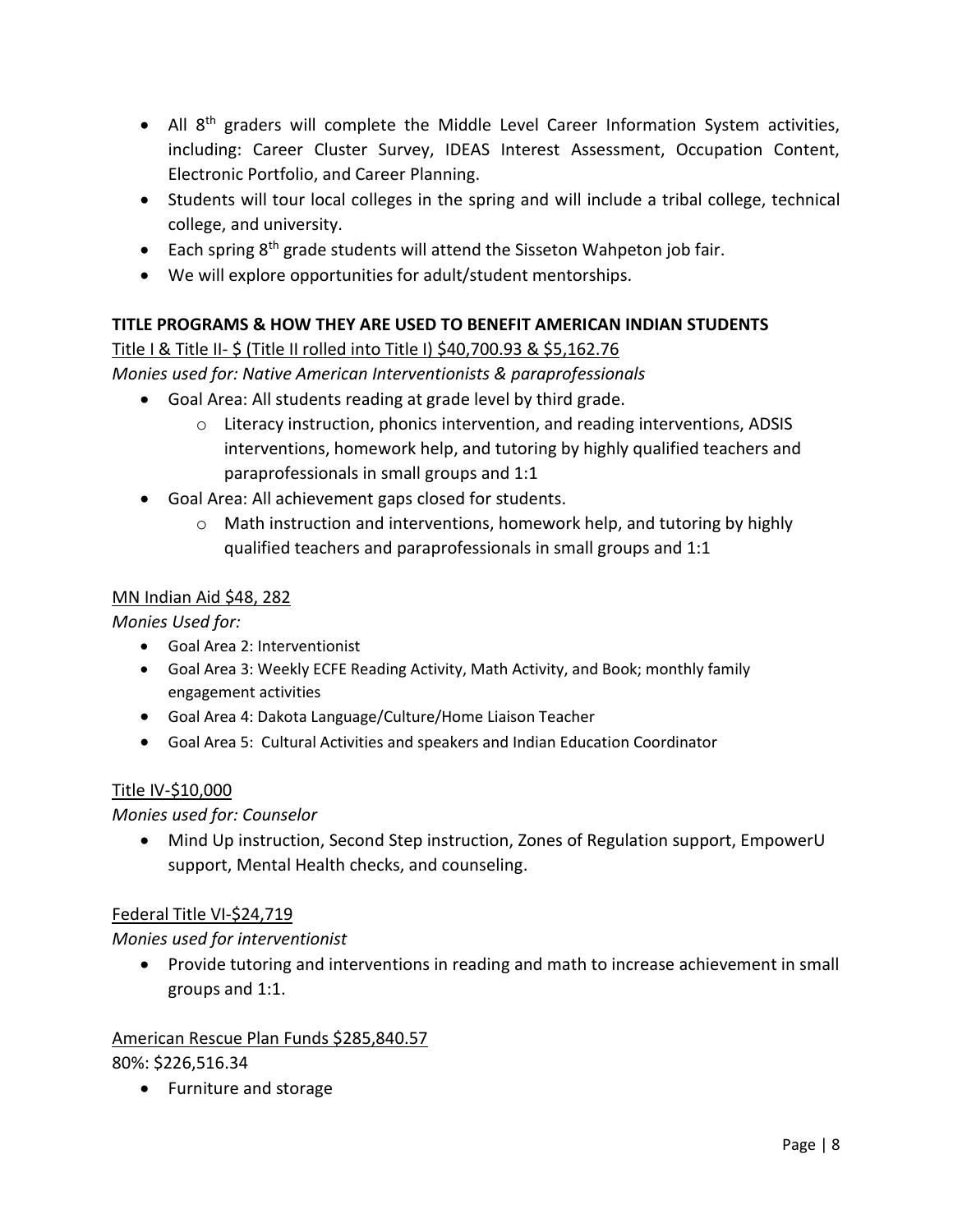- All 8th graders will complete the Middle Level Career Information System activities, including: Career Cluster Survey, IDEAS Interest Assessment, Occupation Content, Electronic Portfolio, and Career Planning.
- Students will tour local colleges in the spring and will include a tribal college, technical college, and university.
- Each spring 8th grade students will attend the Sisseton Wahpeton job fair.
- We will explore opportunities for adult/student mentorships.

## TITLE PROGRAMS & HOW THEY ARE USED TO BENEFIT AMERICAN INDIAN STUDENTS

Title I & Title II- $ (Title II rolled into Title I) $40,700.93 & $5,162.76

*Monies used for: Native American Interventionists & paraprofessionals*

- Goal Area: All students reading at grade level by third grade.
  - Literacy instruction, phonics intervention, and reading interventions, ADSIS interventions, homework help, and tutoring by highly qualified teachers and paraprofessionals in small groups and 1:1
- Goal Area: All achievement gaps closed for students.
  - Math instruction and interventions, homework help, and tutoring by highly qualified teachers and paraprofessionals in small groups and 1:1

MN Indian Aid $48, 282

*Monies Used for:*

- Goal Area 2: Interventionist
- Goal Area 3: Weekly ECFE Reading Activity, Math Activity, and Book; monthly family engagement activities
- Goal Area 4: Dakota Language/Culture/Home Liaison Teacher
- Goal Area 5: Cultural Activities and speakers and Indian Education Coordinator

Title IV-$10,000

*Monies used for: Counselor*

- Mind Up instruction, Second Step instruction, Zones of Regulation support, EmpowerU support, Mental Health checks, and counseling.

Federal Title VI-$24,719

*Monies used for interventionist*

- Provide tutoring and interventions in reading and math to increase achievement in small groups and 1:1.

American Rescue Plan Funds $285,840.57

80%: $226,516.34

- Furniture and storage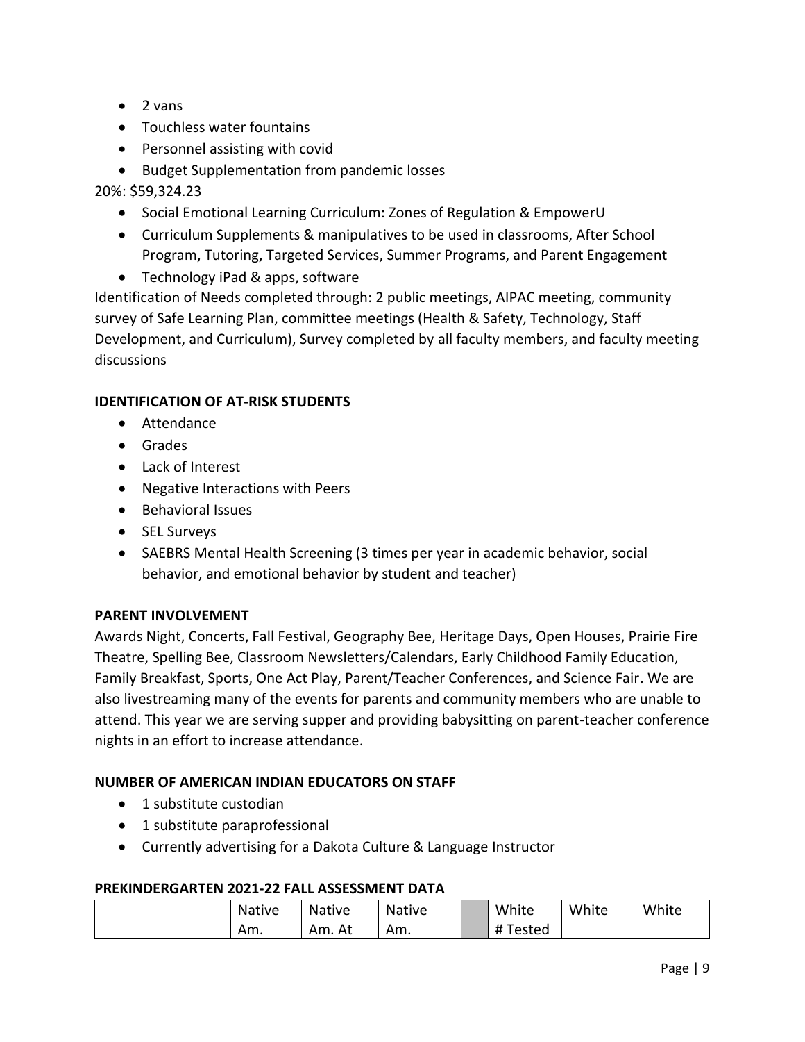- 2 vans
- Touchless water fountains
- Personnel assisting with covid
- Budget Supplementation from pandemic losses

20%: $59,324.23

- Social Emotional Learning Curriculum: Zones of Regulation & EmpowerU
- Curriculum Supplements & manipulatives to be used in classrooms, After School Program, Tutoring, Targeted Services, Summer Programs, and Parent Engagement
- Technology iPad & apps, software

Identification of Needs completed through: 2 public meetings, AIPAC meeting, community survey of Safe Learning Plan, committee meetings (Health & Safety, Technology, Staff Development, and Curriculum), Survey completed by all faculty members, and faculty meeting discussions

**IDENTIFICATION OF AT-RISK STUDENTS**

- Attendance
- Grades
- Lack of Interest
- Negative Interactions with Peers
- Behavioral Issues
- SEL Surveys
- SAEBRS Mental Health Screening (3 times per year in academic behavior, social behavior, and emotional behavior by student and teacher)

**PARENT INVOLVEMENT**

Awards Night, Concerts, Fall Festival, Geography Bee, Heritage Days, Open Houses, Prairie Fire Theatre, Spelling Bee, Classroom Newsletters/Calendars, Early Childhood Family Education, Family Breakfast, Sports, One Act Play, Parent/Teacher Conferences, and Science Fair. We are also livestreaming many of the events for parents and community members who are unable to attend. This year we are serving supper and providing babysitting on parent-teacher conference nights in an effort to increase attendance.

**NUMBER OF AMERICAN INDIAN EDUCATORS ON STAFF**

- 1 substitute custodian
- 1 substitute paraprofessional
- Currently advertising for a Dakota Culture & Language Instructor

**PREKINDERGARTEN 2021-22 FALL ASSESSMENT DATA**

| | Native Am. | Native Am. At | Native Am. | | White # Tested | White | White |
|---|---|---|---|---|---|---|---|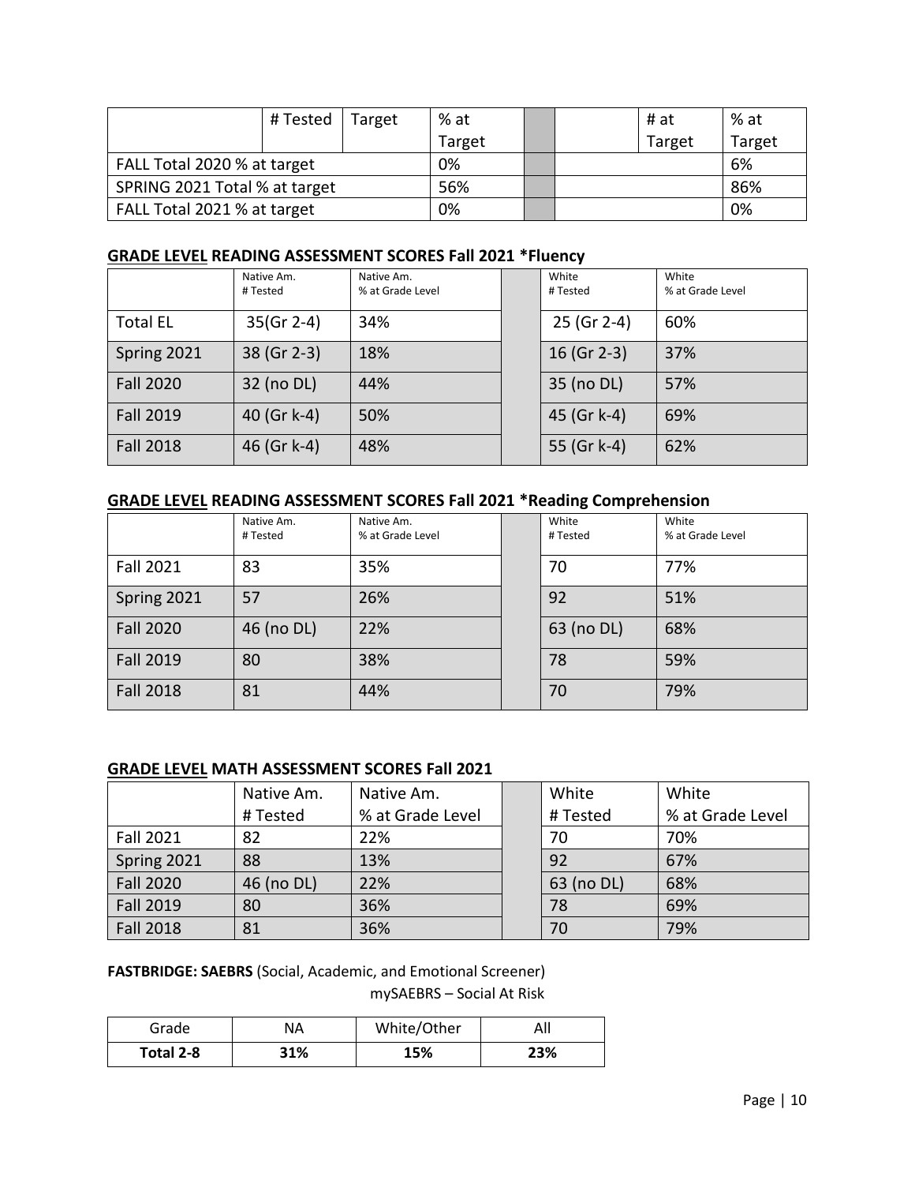|  | # Tested | Target | % at Target |  |  | # at Target | % at Target |
|---|---|---|---|---|---|---|---|
| FALL Total 2020 % at target |  |  | 0% |  |  |  | 6% |
| SPRING 2021 Total % at target |  |  | 56% |  |  |  | 86% |
| FALL Total 2021 % at target |  |  | 0% |  |  |  | 0% |

**<u>GRADE LEVEL</u> READING ASSESSMENT SCORES Fall 2021 *Fluency**

|  | Native Am. # Tested | Native Am. % at Grade Level |  | White # Tested | White % at Grade Level |
|---|---|---|---|---|---|
| Total EL | 35(Gr 2-4) | 34% |  | 25 (Gr 2-4) | 60% |
| Spring 2021 | 38 (Gr 2-3) | 18% |  | 16 (Gr 2-3) | 37% |
| Fall 2020 | 32 (no DL) | 44% |  | 35 (no DL) | 57% |
| Fall 2019 | 40 (Gr k-4) | 50% |  | 45 (Gr k-4) | 69% |
| Fall 2018 | 46 (Gr k-4) | 48% |  | 55 (Gr k-4) | 62% |

**<u>GRADE LEVEL</u> READING ASSESSMENT SCORES Fall 2021 *Reading Comprehension**

|  | Native Am. # Tested | Native Am. % at Grade Level |  | White # Tested | White % at Grade Level |
|---|---|---|---|---|---|
| Fall 2021 | 83 | 35% |  | 70 | 77% |
| Spring 2021 | 57 | 26% |  | 92 | 51% |
| Fall 2020 | 46 (no DL) | 22% |  | 63 (no DL) | 68% |
| Fall 2019 | 80 | 38% |  | 78 | 59% |
| Fall 2018 | 81 | 44% |  | 70 | 79% |

**<u>GRADE LEVEL</u> MATH ASSESSMENT SCORES Fall 2021**

|  | Native Am. # Tested | Native Am. % at Grade Level |  | White # Tested | White % at Grade Level |
|---|---|---|---|---|---|
| Fall 2021 | 82 | 22% |  | 70 | 70% |
| Spring 2021 | 88 | 13% |  | 92 | 67% |
| Fall 2020 | 46 (no DL) | 22% |  | 63 (no DL) | 68% |
| Fall 2019 | 80 | 36% |  | 78 | 69% |
| Fall 2018 | 81 | 36% |  | 70 | 79% |

**FASTBRIDGE: SAEBRS** (Social, Academic, and Emotional Screener)

mySAEBRS – Social At Risk

| Grade | NA | White/Other | All |
|---|---|---|---|
| **Total 2-8** | **31%** | **15%** | **23%** |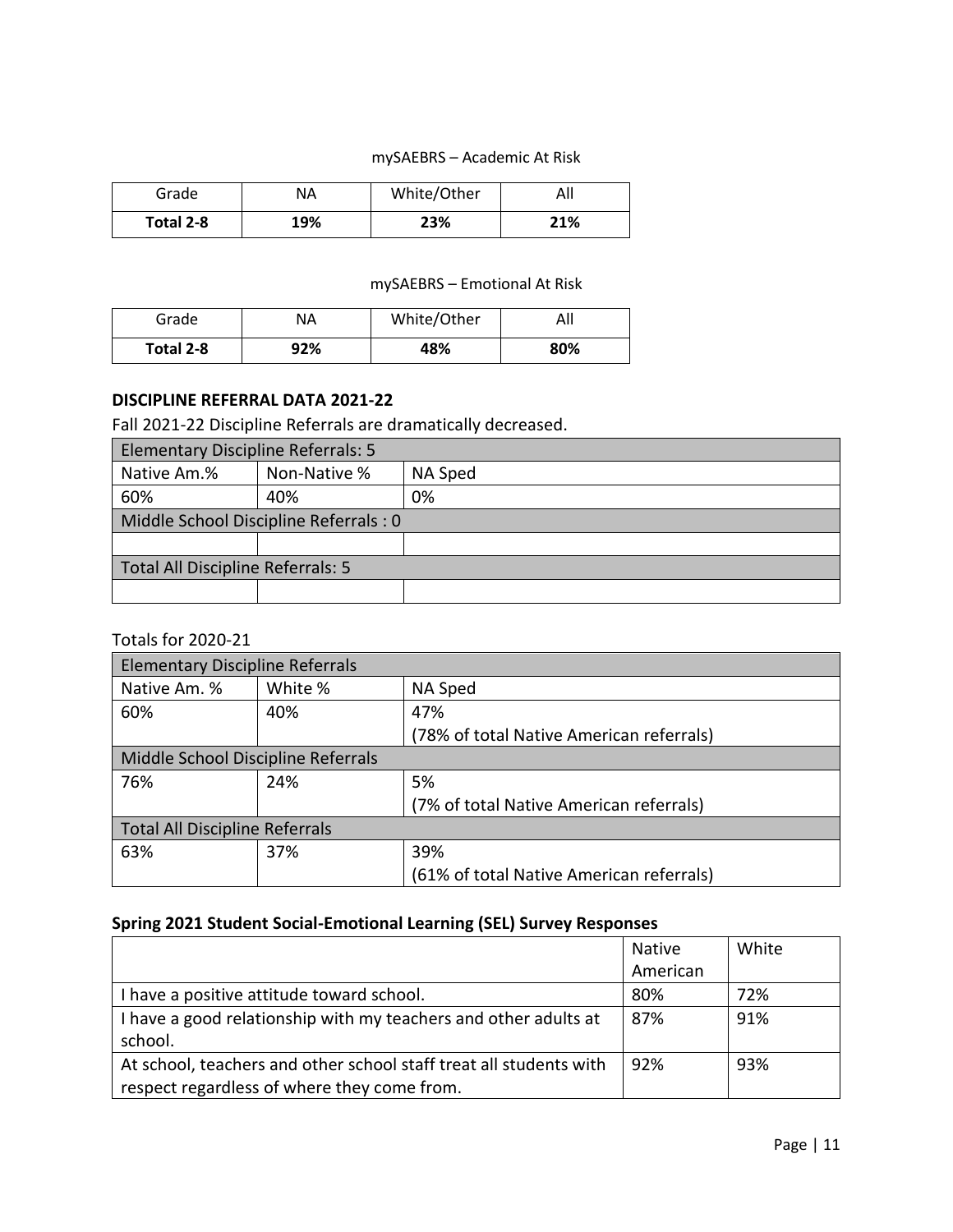mySAEBRS – Academic At Risk

| Grade | NA | White/Other | All |
|---|---|---|---|
| **Total 2-8** | **19%** | **23%** | **21%** |

mySAEBRS – Emotional At Risk

| Grade | NA | White/Other | All |
|---|---|---|---|
| **Total 2-8** | **92%** | **48%** | **80%** |

### DISCIPLINE REFERRAL DATA 2021-22

Fall 2021-22 Discipline Referrals are dramatically decreased.

| Elementary Discipline Referrals: 5 | | |
|---|---|---|
| Native Am.% | Non-Native % | NA Sped |
| 60% | 40% | 0% |
| Middle School Discipline Referrals : 0 | | |
| | | |
| Total All Discipline Referrals: 5 | | |
| | | |

Totals for 2020-21

| Elementary Discipline Referrals | | |
|---|---|---|
| Native Am. % | White % | NA Sped |
| 60% | 40% | 47% (78% of total Native American referrals) |
| Middle School Discipline Referrals | | |
| 76% | 24% | 5% (7% of total Native American referrals) |
| Total All Discipline Referrals | | |
| 63% | 37% | 39% (61% of total Native American referrals) |

### Spring 2021 Student Social-Emotional Learning (SEL) Survey Responses

| | Native American | White |
|---|---|---|
| I have a positive attitude toward school. | 80% | 72% |
| I have a good relationship with my teachers and other adults at school. | 87% | 91% |
| At school, teachers and other school staff treat all students with respect regardless of where they come from. | 92% | 93% |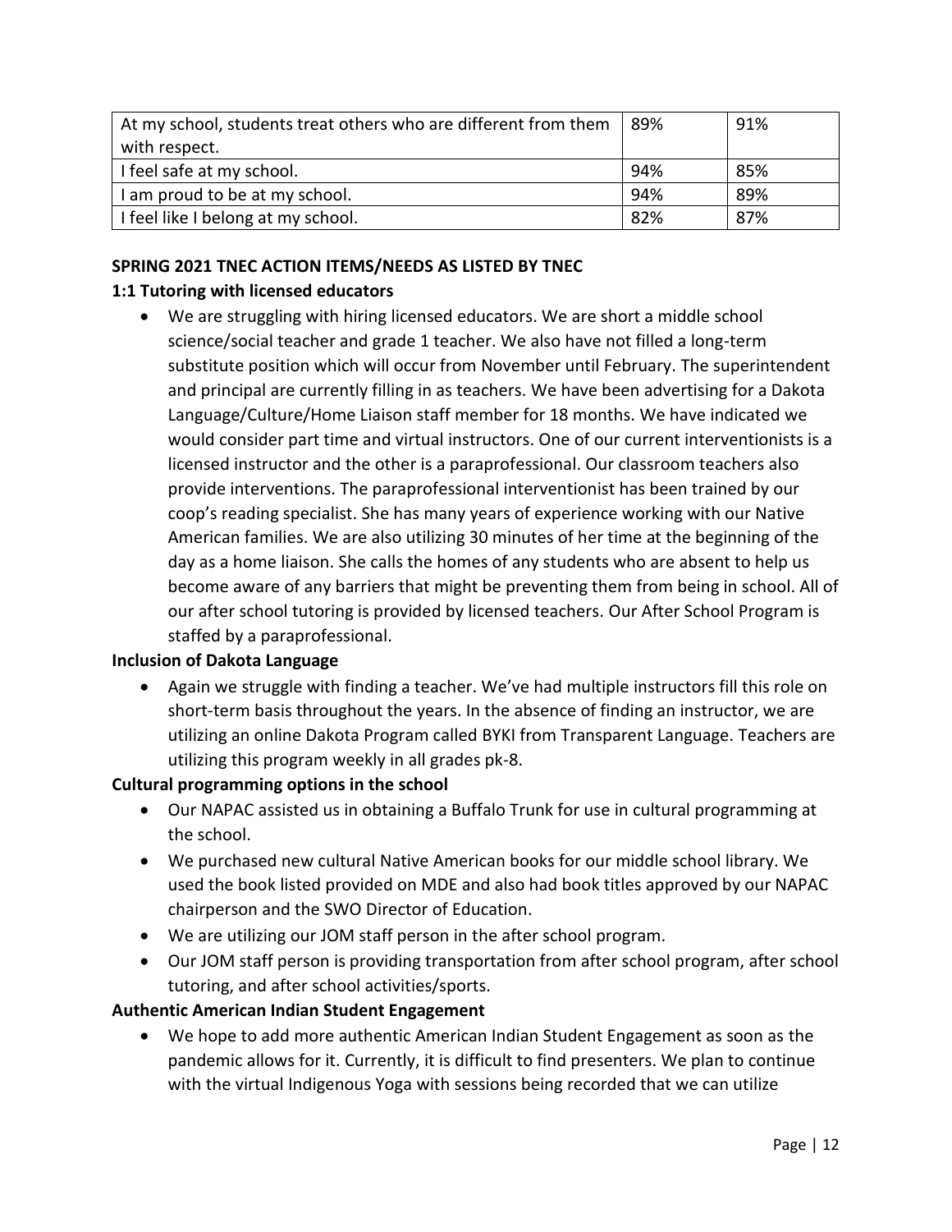| At my school, students treat others who are different from them with respect. | 89% | 91% |
|---|---|---|
| I feel safe at my school. | 94% | 85% |
| I am proud to be at my school. | 94% | 89% |
| I feel like I belong at my school. | 82% | 87% |

**SPRING 2021 TNEC ACTION ITEMS/NEEDS AS LISTED BY TNEC**

**1:1 Tutoring with licensed educators**

- We are struggling with hiring licensed educators. We are short a middle school science/social teacher and grade 1 teacher. We also have not filled a long-term substitute position which will occur from November until February. The superintendent and principal are currently filling in as teachers. We have been advertising for a Dakota Language/Culture/Home Liaison staff member for 18 months. We have indicated we would consider part time and virtual instructors. One of our current interventionists is a licensed instructor and the other is a paraprofessional. Our classroom teachers also provide interventions. The paraprofessional interventionist has been trained by our coop's reading specialist. She has many years of experience working with our Native American families. We are also utilizing 30 minutes of her time at the beginning of the day as a home liaison. She calls the homes of any students who are absent to help us become aware of any barriers that might be preventing them from being in school. All of our after school tutoring is provided by licensed teachers. Our After School Program is staffed by a paraprofessional.

**Inclusion of Dakota Language**

- Again we struggle with finding a teacher. We've had multiple instructors fill this role on short-term basis throughout the years. In the absence of finding an instructor, we are utilizing an online Dakota Program called BYKI from Transparent Language. Teachers are utilizing this program weekly in all grades pk-8.

**Cultural programming options in the school**

- Our NAPAC assisted us in obtaining a Buffalo Trunk for use in cultural programming at the school.
- We purchased new cultural Native American books for our middle school library. We used the book listed provided on MDE and also had book titles approved by our NAPAC chairperson and the SWO Director of Education.
- We are utilizing our JOM staff person in the after school program.
- Our JOM staff person is providing transportation from after school program, after school tutoring, and after school activities/sports.

**Authentic American Indian Student Engagement**

- We hope to add more authentic American Indian Student Engagement as soon as the pandemic allows for it. Currently, it is difficult to find presenters. We plan to continue with the virtual Indigenous Yoga with sessions being recorded that we can utilize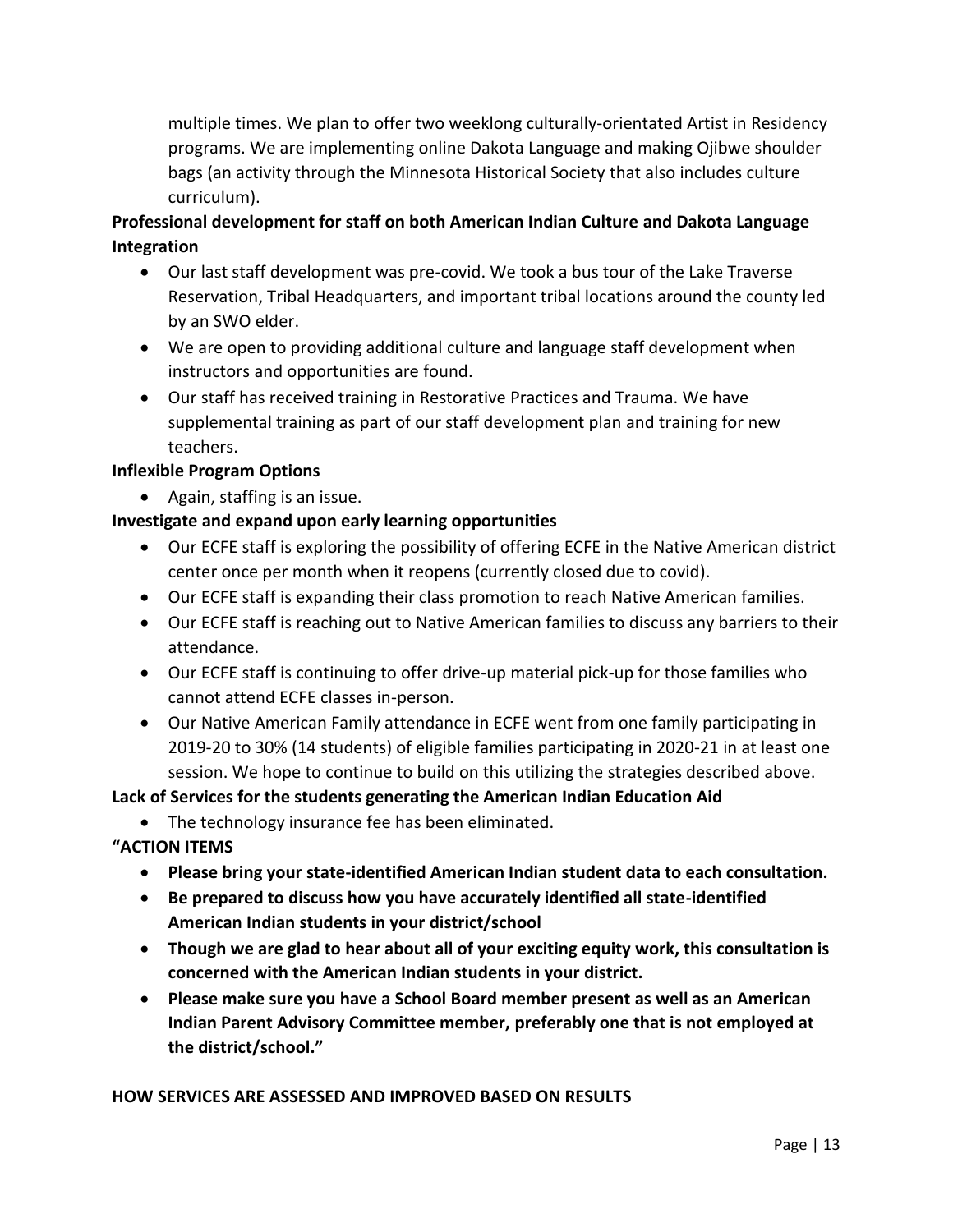multiple times. We plan to offer two weeklong culturally-orientated Artist in Residency programs. We are implementing online Dakota Language and making Ojibwe shoulder bags (an activity through the Minnesota Historical Society that also includes culture curriculum).

**Professional development for staff on both American Indian Culture and Dakota Language Integration**

- Our last staff development was pre-covid. We took a bus tour of the Lake Traverse Reservation, Tribal Headquarters, and important tribal locations around the county led by an SWO elder.
- We are open to providing additional culture and language staff development when instructors and opportunities are found.
- Our staff has received training in Restorative Practices and Trauma. We have supplemental training as part of our staff development plan and training for new teachers.

**Inflexible Program Options**

- Again, staffing is an issue.

**Investigate and expand upon early learning opportunities**

- Our ECFE staff is exploring the possibility of offering ECFE in the Native American district center once per month when it reopens (currently closed due to covid).
- Our ECFE staff is expanding their class promotion to reach Native American families.
- Our ECFE staff is reaching out to Native American families to discuss any barriers to their attendance.
- Our ECFE staff is continuing to offer drive-up material pick-up for those families who cannot attend ECFE classes in-person.
- Our Native American Family attendance in ECFE went from one family participating in 2019-20 to 30% (14 students) of eligible families participating in 2020-21 in at least one session. We hope to continue to build on this utilizing the strategies described above.

**Lack of Services for the students generating the American Indian Education Aid**

- The technology insurance fee has been eliminated.

**"ACTION ITEMS**

- **Please bring your state-identified American Indian student data to each consultation.**
- **Be prepared to discuss how you have accurately identified all state-identified American Indian students in your district/school**
- **Though we are glad to hear about all of your exciting equity work, this consultation is concerned with the American Indian students in your district.**
- **Please make sure you have a School Board member present as well as an American Indian Parent Advisory Committee member, preferably one that is not employed at the district/school."**

**HOW SERVICES ARE ASSESSED AND IMPROVED BASED ON RESULTS**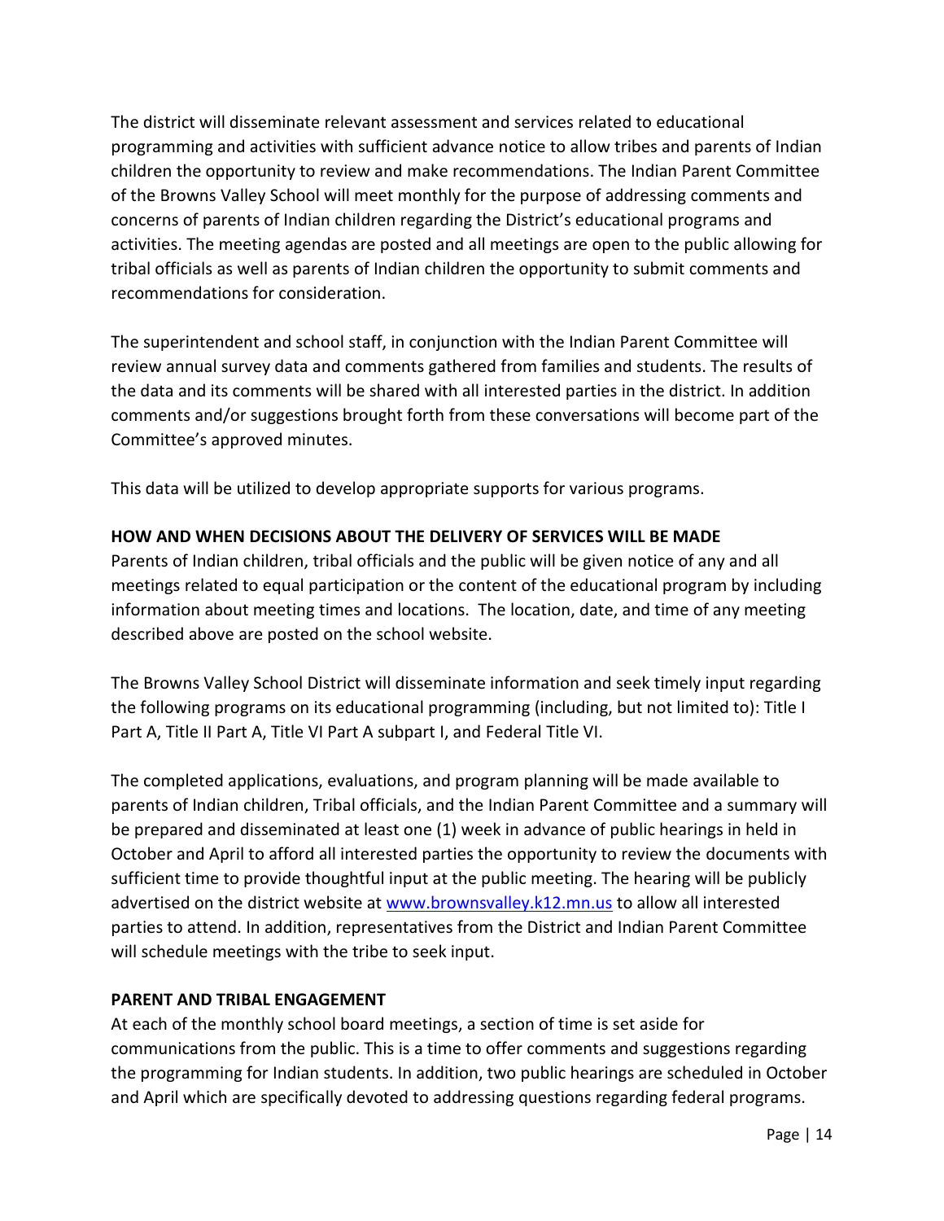The district will disseminate relevant assessment and services related to educational programming and activities with sufficient advance notice to allow tribes and parents of Indian children the opportunity to review and make recommendations. The Indian Parent Committee of the Browns Valley School will meet monthly for the purpose of addressing comments and concerns of parents of Indian children regarding the District's educational programs and activities. The meeting agendas are posted and all meetings are open to the public allowing for tribal officials as well as parents of Indian children the opportunity to submit comments and recommendations for consideration.

The superintendent and school staff, in conjunction with the Indian Parent Committee will review annual survey data and comments gathered from families and students. The results of the data and its comments will be shared with all interested parties in the district. In addition comments and/or suggestions brought forth from these conversations will become part of the Committee's approved minutes.

This data will be utilized to develop appropriate supports for various programs.

**HOW AND WHEN DECISIONS ABOUT THE DELIVERY OF SERVICES WILL BE MADE**

Parents of Indian children, tribal officials and the public will be given notice of any and all meetings related to equal participation or the content of the educational program by including information about meeting times and locations. The location, date, and time of any meeting described above are posted on the school website.

The Browns Valley School District will disseminate information and seek timely input regarding the following programs on its educational programming (including, but not limited to): Title I Part A, Title II Part A, Title VI Part A subpart I, and Federal Title VI.

The completed applications, evaluations, and program planning will be made available to parents of Indian children, Tribal officials, and the Indian Parent Committee and a summary will be prepared and disseminated at least one (1) week in advance of public hearings in held in October and April to afford all interested parties the opportunity to review the documents with sufficient time to provide thoughtful input at the public meeting. The hearing will be publicly advertised on the district website at [www.brownsvalley.k12.mn.us](http://www.brownsvalley.k12.mn.us) to allow all interested parties to attend. In addition, representatives from the District and Indian Parent Committee will schedule meetings with the tribe to seek input.

**PARENT AND TRIBAL ENGAGEMENT**

At each of the monthly school board meetings, a section of time is set aside for communications from the public. This is a time to offer comments and suggestions regarding the programming for Indian students. In addition, two public hearings are scheduled in October and April which are specifically devoted to addressing questions regarding federal programs.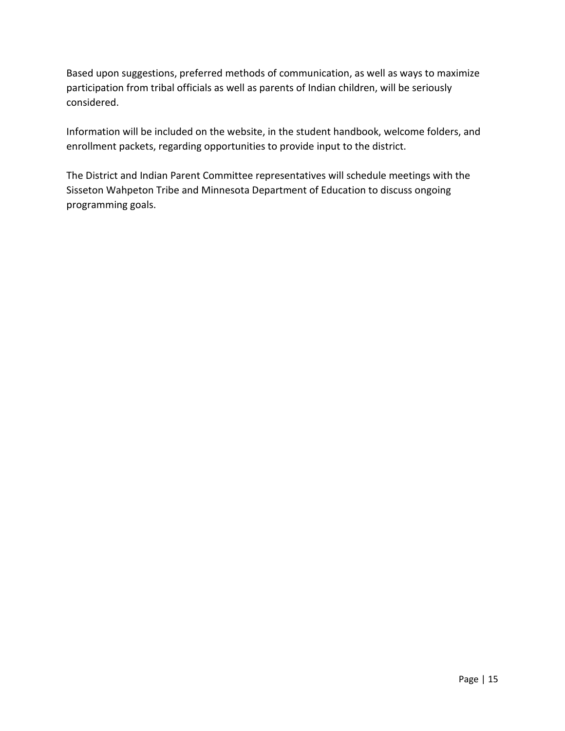Based upon suggestions, preferred methods of communication, as well as ways to maximize participation from tribal officials as well as parents of Indian children, will be seriously considered.

Information will be included on the website, in the student handbook, welcome folders, and enrollment packets, regarding opportunities to provide input to the district.

The District and Indian Parent Committee representatives will schedule meetings with the Sisseton Wahpeton Tribe and Minnesota Department of Education to discuss ongoing programming goals.